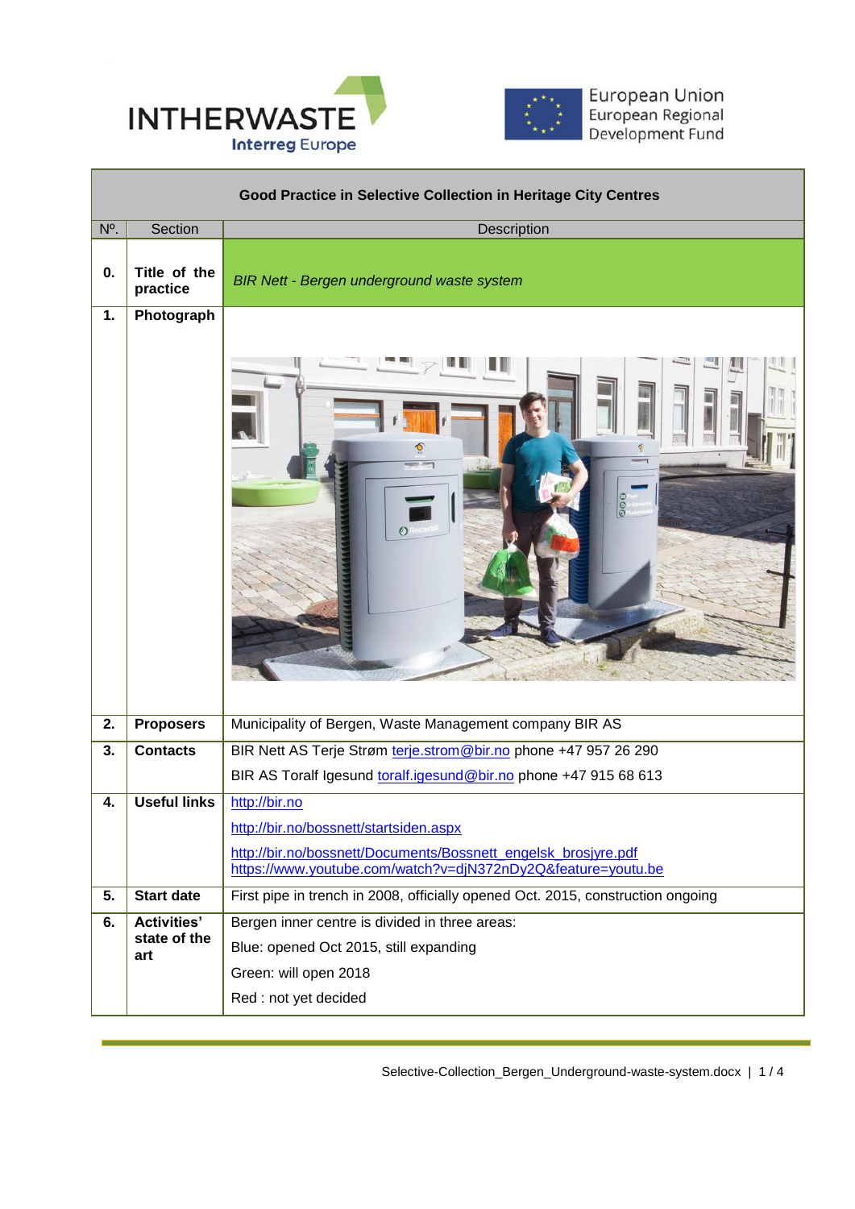INTHERWASTE
Interreg Europe

European Union
European Regional
Development Fund

| Good Practice in Selective Collection in Heritage City Centres | | |
|---|---|---|
| Nº. | Section | Description |
| **0.** | **Title of the practice** | *BIR Nett - Bergen underground waste system* |
| **1.** | **Photograph** | |
| **2.** | **Proposers** | Municipality of Bergen, Waste Management company BIR AS |
| **3.** | **Contacts** | BIR Nett AS Terje Strøm terje.strom@bir.no phone +47 957 26 290<br>BIR AS Toralf Igesund toralf.igesund@bir.no phone +47 915 68 613 |
| **4.** | **Useful links** | http://bir.no<br>http://bir.no/bossnett/startsiden.aspx<br>http://bir.no/bossnett/Documents/Bossnett_engelsk_brosjyre.pdf<br>https://www.youtube.com/watch?v=djN372nDy2Q&feature=youtu.be |
| **5.** | **Start date** | First pipe in trench in 2008, officially opened Oct. 2015, construction ongoing |
| **6.** | **Activities' state of the art** | Bergen inner centre is divided in three areas:<br>Blue: opened Oct 2015, still expanding<br>Green: will open 2018<br>Red : not yet decided |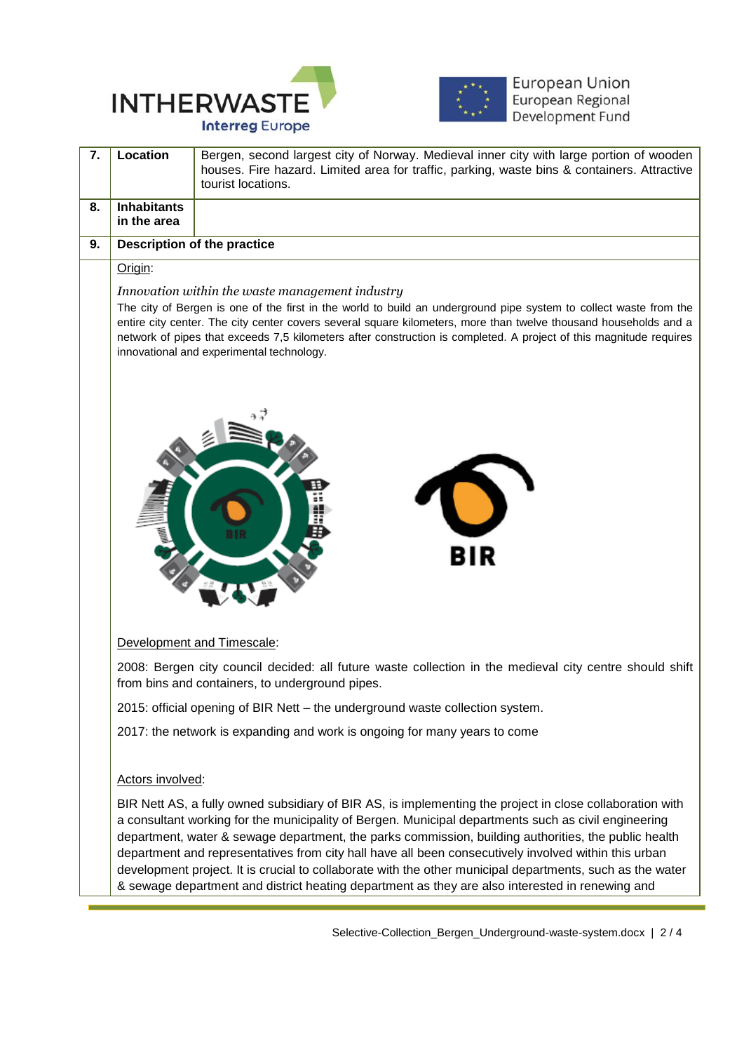| 7. | **Location** | Bergen, second largest city of Norway. Medieval inner city with large portion of wooden houses. Fire hazard. Limited area for traffic, parking, waste bins & containers. Attractive tourist locations. |
|---|---|---|
| 8. | **Inhabitants in the area** | |
| 9. | **Description of the practice** | |

Origin:

*Innovation within the waste management industry*

The city of Bergen is one of the first in the world to build an underground pipe system to collect waste from the entire city center. The city center covers several square kilometers, more than twelve thousand households and a network of pipes that exceeds 7,5 kilometers after construction is completed. A project of this magnitude requires innovational and experimental technology.

Development and Timescale:

2008: Bergen city council decided: all future waste collection in the medieval city centre should shift from bins and containers, to underground pipes.

2015: official opening of BIR Nett – the underground waste collection system.

2017: the network is expanding and work is ongoing for many years to come

Actors involved:

BIR Nett AS, a fully owned subsidiary of BIR AS, is implementing the project in close collaboration with a consultant working for the municipality of Bergen. Municipal departments such as civil engineering department, water & sewage department, the parks commission, building authorities, the public health department and representatives from city hall have all been consecutively involved within this urban development project. It is crucial to collaborate with the other municipal departments, such as the water & sewage department and district heating department as they are also interested in renewing and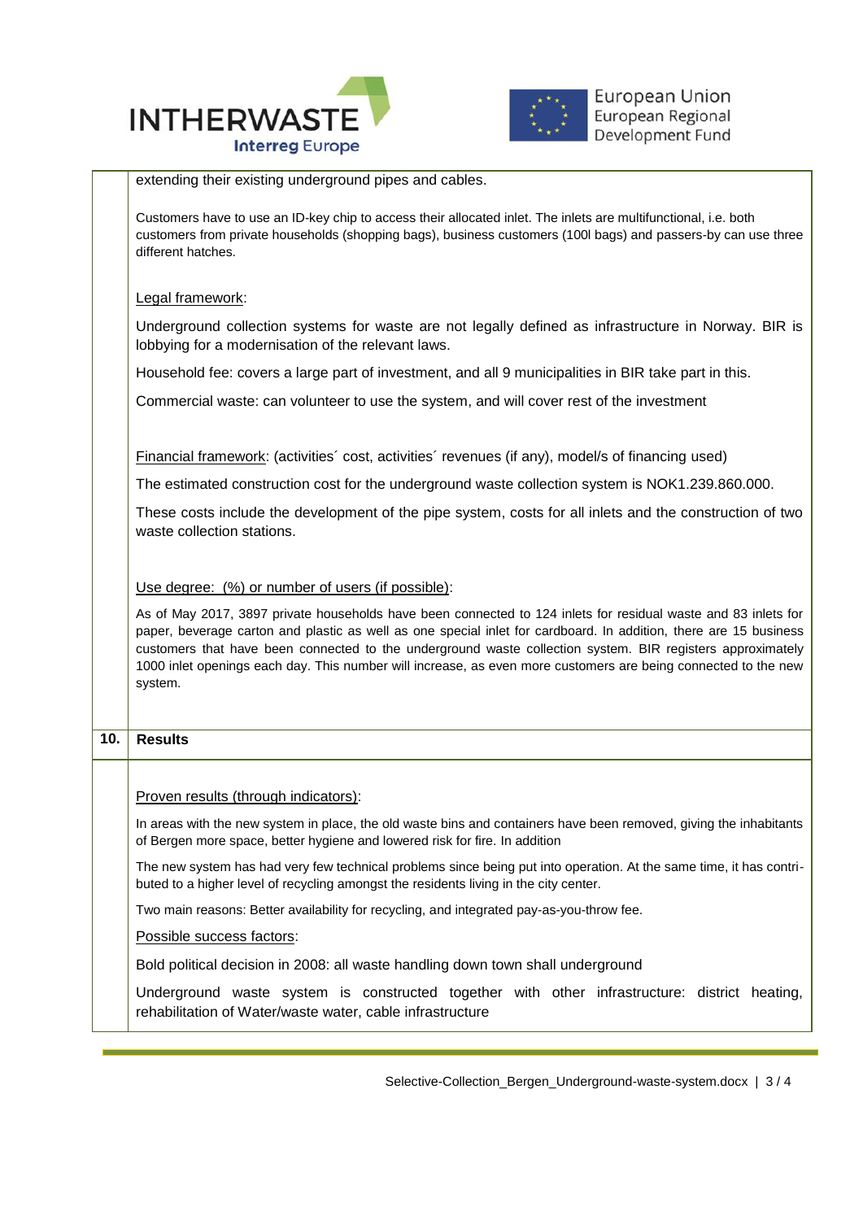extending their existing underground pipes and cables.

Customers have to use an ID-key chip to access their allocated inlet. The inlets are multifunctional, i.e. both customers from private households (shopping bags), business customers (100l bags) and passers-by can use three different hatches.

Legal framework:

Underground collection systems for waste are not legally defined as infrastructure in Norway. BIR is lobbying for a modernisation of the relevant laws.

Household fee: covers a large part of investment, and all 9 municipalities in BIR take part in this.

Commercial waste: can volunteer to use the system, and will cover rest of the investment

Financial framework: (activities´ cost, activities´ revenues (if any), model/s of financing used)

The estimated construction cost for the underground waste collection system is NOK1.239.860.000.

These costs include the development of the pipe system, costs for all inlets and the construction of two waste collection stations.

Use degree: (%) or number of users (if possible):

As of May 2017, 3897 private households have been connected to 124 inlets for residual waste and 83 inlets for paper, beverage carton and plastic as well as one special inlet for cardboard. In addition, there are 15 business customers that have been connected to the underground waste collection system. BIR registers approximately 1000 inlet openings each day. This number will increase, as even more customers are being connected to the new system.

## 10. Results

Proven results (through indicators):

In areas with the new system in place, the old waste bins and containers have been removed, giving the inhabitants of Bergen more space, better hygiene and lowered risk for fire. In addition

The new system has had very few technical problems since being put into operation. At the same time, it has contributed to a higher level of recycling amongst the residents living in the city center.

Two main reasons: Better availability for recycling, and integrated pay-as-you-throw fee.

Possible success factors:

Bold political decision in 2008: all waste handling down town shall underground

Underground waste system is constructed together with other infrastructure: district heating, rehabilitation of Water/waste water, cable infrastructure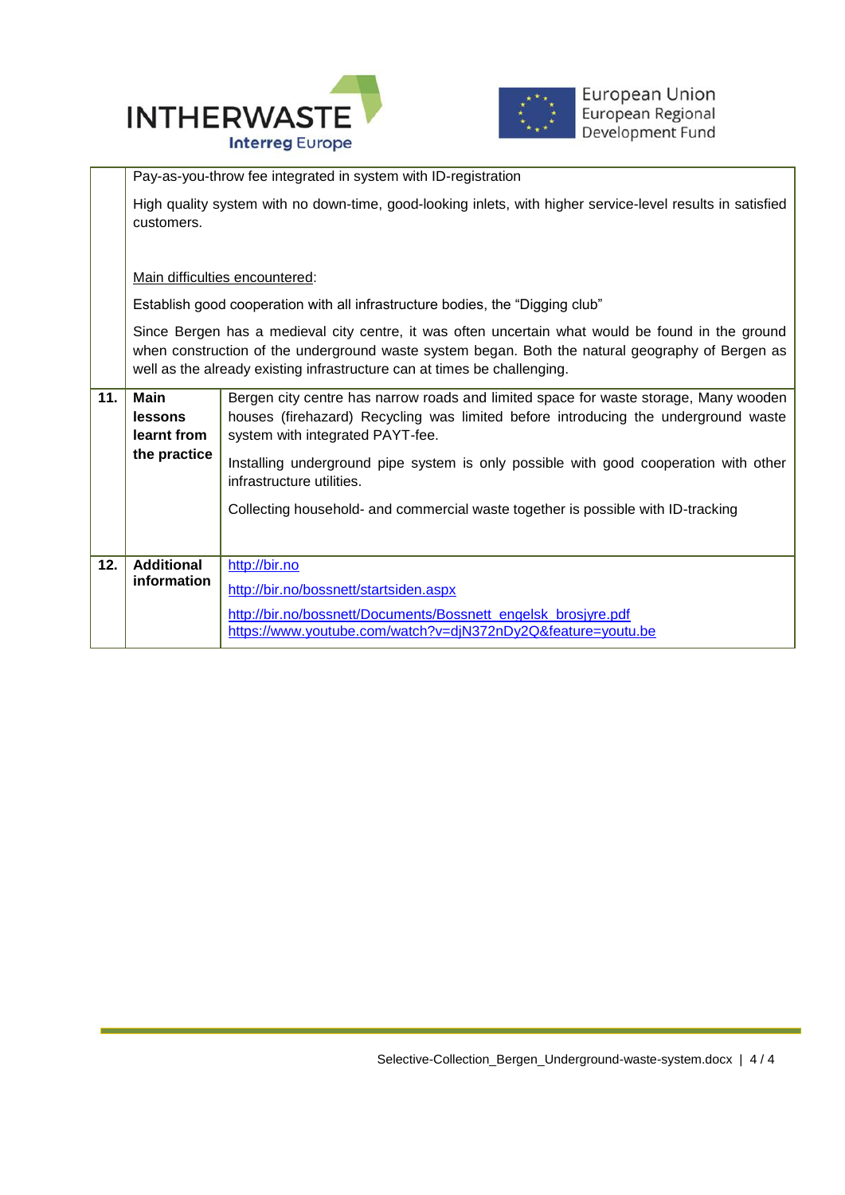| | | |
|---|---|---|
| | | Pay-as-you-throw fee integrated in system with ID-registration<br><br>High quality system with no down-time, good-looking inlets, with higher service-level results in satisfied customers.<br><br><u>Main difficulties encountered</u>:<br><br>Establish good cooperation with all infrastructure bodies, the "Digging club"<br><br>Since Bergen has a medieval city centre, it was often uncertain what would be found in the ground when construction of the underground waste system began. Both the natural geography of Bergen as well as the already existing infrastructure can at times be challenging. |
| **11.** | **Main lessons learnt from the practice** | Bergen city centre has narrow roads and limited space for waste storage, Many wooden houses (firehazard) Recycling was limited before introducing the underground waste system with integrated PAYT-fee.<br><br>Installing underground pipe system is only possible with good cooperation with other infrastructure utilities.<br><br>Collecting household- and commercial waste together is possible with ID-tracking |
| **12.** | **Additional information** | http://bir.no<br><br>http://bir.no/bossnett/startsiden.aspx<br><br>http://bir.no/bossnett/Documents/Bossnett_engelsk_brosjyre.pdf<br>https://www.youtube.com/watch?v=djN372nDy2Q&feature=youtu.be |